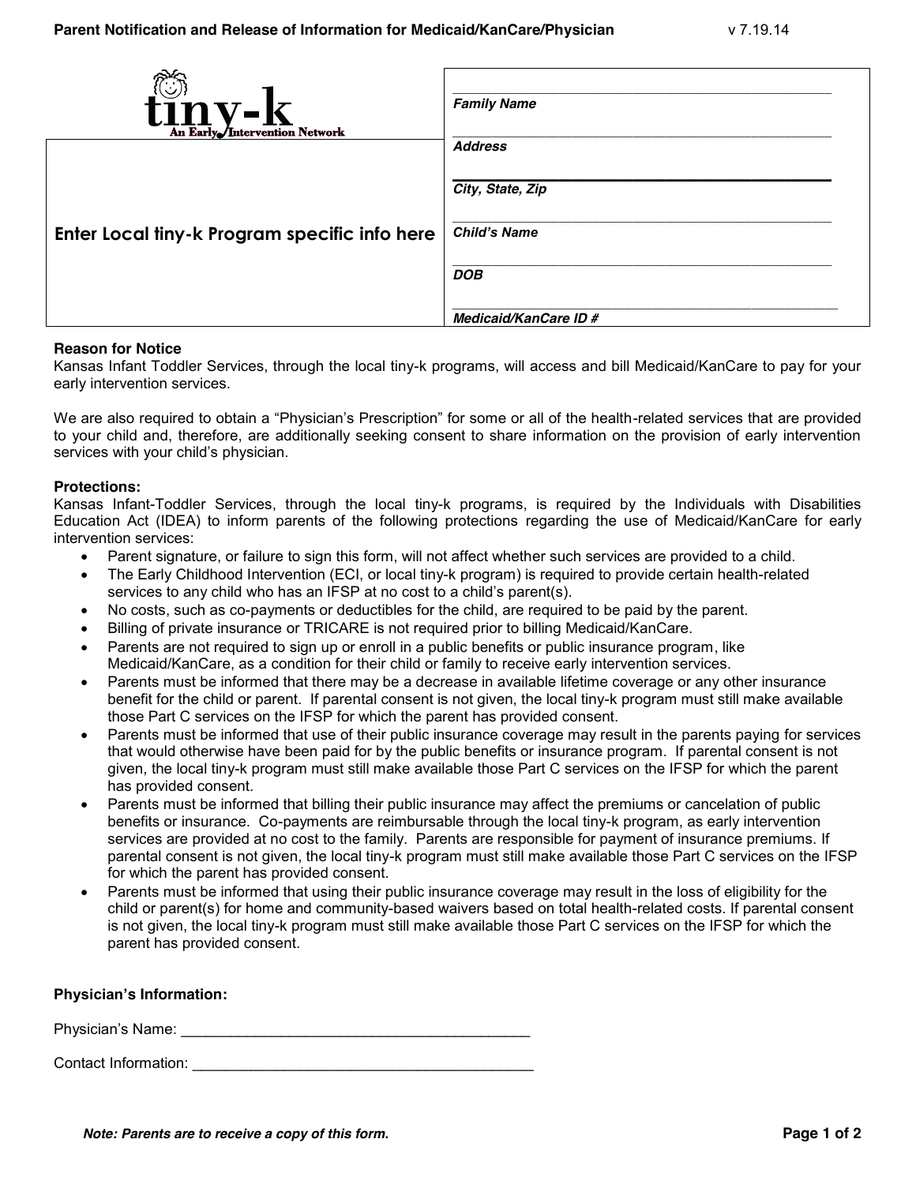# Parent Notification and Release of Information for Medicaid/KanCare/Physician

v 7.19.14

tiny-k
An Early Intervention Network

| | |
|---|---|
| | _______________ **Family Name** |
| Enter Local tiny-k Program specific info here | _______________ **Address** |
| | _______________ **City, State, Zip** |
| | _______________ **Child's Name** |
| | _______________ **DOB** |
| | _______________ **Medicaid/KanCare ID #** |

**Reason for Notice**

Kansas Infant Toddler Services, through the local tiny-k programs, will access and bill Medicaid/KanCare to pay for your early intervention services.

We are also required to obtain a "Physician's Prescription" for some or all of the health-related services that are provided to your child and, therefore, are additionally seeking consent to share information on the provision of early intervention services with your child's physician.

**Protections:**

Kansas Infant-Toddler Services, through the local tiny-k programs, is required by the Individuals with Disabilities Education Act (IDEA) to inform parents of the following protections regarding the use of Medicaid/KanCare for early intervention services:

- Parent signature, or failure to sign this form, will not affect whether such services are provided to a child.
- The Early Childhood Intervention (ECI, or local tiny-k program) is required to provide certain health-related services to any child who has an IFSP at no cost to a child's parent(s).
- No costs, such as co-payments or deductibles for the child, are required to be paid by the parent.
- Billing of private insurance or TRICARE is not required prior to billing Medicaid/KanCare.
- Parents are not required to sign up or enroll in a public benefits or public insurance program, like Medicaid/KanCare, as a condition for their child or family to receive early intervention services.
- Parents must be informed that there may be a decrease in available lifetime coverage or any other insurance benefit for the child or parent. If parental consent is not given, the local tiny-k program must still make available those Part C services on the IFSP for which the parent has provided consent.
- Parents must be informed that use of their public insurance coverage may result in the parents paying for services that would otherwise have been paid for by the public benefits or insurance program. If parental consent is not given, the local tiny-k program must still make available those Part C services on the IFSP for which the parent has provided consent.
- Parents must be informed that billing their public insurance may affect the premiums or cancelation of public benefits or insurance. Co-payments are reimbursable through the local tiny-k program, as early intervention services are provided at no cost to the family. Parents are responsible for payment of insurance premiums. If parental consent is not given, the local tiny-k program must still make available those Part C services on the IFSP for which the parent has provided consent.
- Parents must be informed that using their public insurance coverage may result in the loss of eligibility for the child or parent(s) for home and community-based waivers based on total health-related costs. If parental consent is not given, the local tiny-k program must still make available those Part C services on the IFSP for which the parent has provided consent.

**Physician's Information:**

Physician's Name: ___________________________________________

Contact Information: __________________________________________

***Note: Parents are to receive a copy of this form.***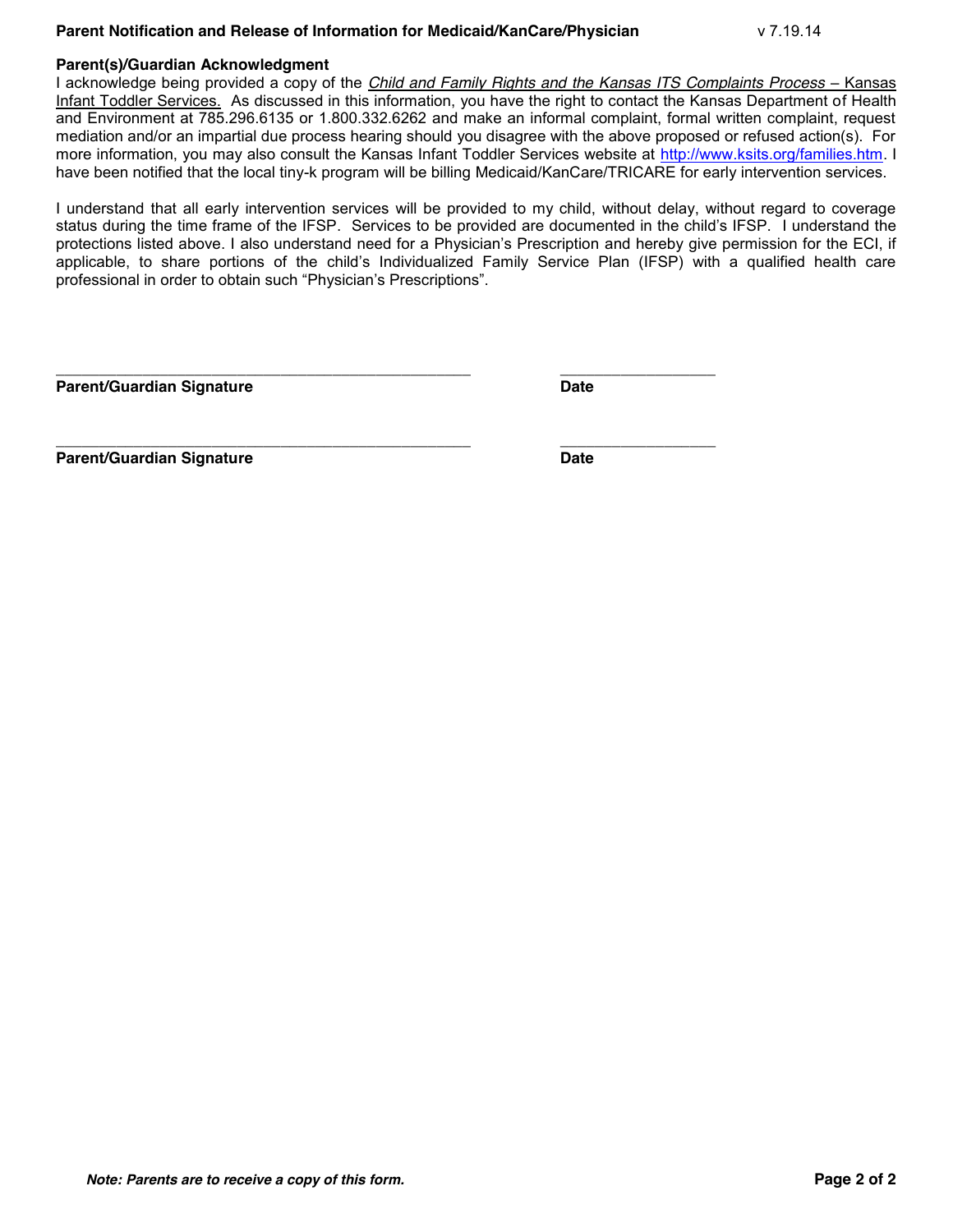**Parent Notification and Release of Information for Medicaid/KanCare/Physician** v 7.19.14

**Parent(s)/Guardian Acknowledgment**

I acknowledge being provided a copy of the *Child and Family Rights and the Kansas ITS Complaints Process* – Kansas Infant Toddler Services. As discussed in this information, you have the right to contact the Kansas Department of Health and Environment at 785.296.6135 or 1.800.332.6262 and make an informal complaint, formal written complaint, request mediation and/or an impartial due process hearing should you disagree with the above proposed or refused action(s). For more information, you may also consult the Kansas Infant Toddler Services website at http://www.ksits.org/families.htm. I have been notified that the local tiny-k program will be billing Medicaid/KanCare/TRICARE for early intervention services.

I understand that all early intervention services will be provided to my child, without delay, without regard to coverage status during the time frame of the IFSP. Services to be provided are documented in the child's IFSP. I understand the protections listed above. I also understand need for a Physician's Prescription and hereby give permission for the ECI, if applicable, to share portions of the child's Individualized Family Service Plan (IFSP) with a qualified health care professional in order to obtain such "Physician's Prescriptions".

\_\_\_\_\_\_\_\_\_\_\_\_\_\_\_\_\_\_\_\_\_\_\_\_\_\_\_\_\_\_\_\_\_\_\_\_\_\_\_\_\_\_ \_\_\_\_\_\_\_\_\_\_\_\_\_\_\_\_

**Parent/Guardian Signature** **Date**

\_\_\_\_\_\_\_\_\_\_\_\_\_\_\_\_\_\_\_\_\_\_\_\_\_\_\_\_\_\_\_\_\_\_\_\_\_\_\_\_\_\_ \_\_\_\_\_\_\_\_\_\_\_\_\_\_\_\_

**Parent/Guardian Signature** **Date**

***Note: Parents are to receive a copy of this form.***